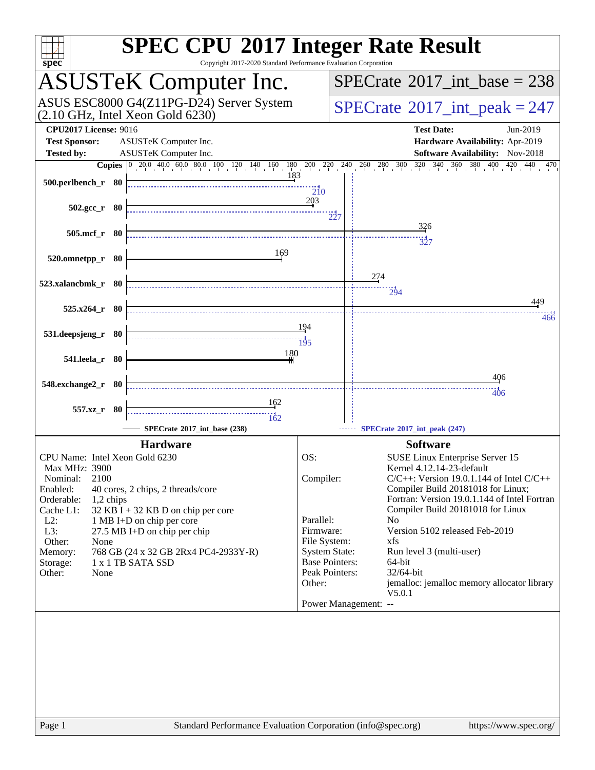# SPEC CPU 2017 Integer Rate Result

Copyright 2017-2020 Standard Performance Evaluation Corporation

## ASUSTeK Computer Inc.

ASUS ESC8000 G4(Z11PG-D24) Server System
(2.10 GHz, Intel Xeon Gold 6230)

**SPECrate 2017_int_base = 238**

**SPECrate 2017_int_peak = 247**

| | | | |
|---|---|---|---|
| **CPU2017 License:** | 9016 | **Test Date:** | Jun-2019 |
| **Test Sponsor:** | ASUSTeK Computer Inc. | **Hardware Availability:** | Apr-2019 |
| **Tested by:** | ASUSTeK Computer Inc. | **Software Availability:** | Nov-2018 |

| Benchmark | Copies | Base | Peak |
|---|---|---|---|
| 500.perlbench_r | 80 | 183 | 210 |
| 502.gcc_r | 80 | 203 | 227 |
| 505.mcf_r | 80 | 326 | 327 |
| 520.omnetpp_r | 80 | 169 | |
| 523.xalancbmk_r | 80 | 274 | 294 |
| 525.x264_r | 80 | 449 | 466 |
| 531.deepsjeng_r | 80 | 194 | 195 |
| 541.leela_r | 80 | 180 | |
| 548.exchange2_r | 80 | 406 | 406 |
| 557.xz_r | 80 | 162 | 162 |

SPECrate 2017_int_base (238) — SPECrate 2017_int_peak (247)

### Hardware

- **CPU Name:** Intel Xeon Gold 6230
- **Max MHz:** 3900
- **Nominal:** 2100
- **Enabled:** 40 cores, 2 chips, 2 threads/core
- **Orderable:** 1,2 chips
- **Cache L1:** 32 KB I + 32 KB D on chip per core
- **L2:** 1 MB I+D on chip per core
- **L3:** 27.5 MB I+D on chip per chip
- **Other:** None
- **Memory:** 768 GB (24 x 32 GB 2Rx4 PC4-2933Y-R)
- **Storage:** 1 x 1 TB SATA SSD
- **Other:** None

### Software

- **OS:** SUSE Linux Enterprise Server 15, Kernel 4.12.14-23-default
- **Compiler:** C/C++: Version 19.0.1.144 of Intel C/C++ Compiler Build 20181018 for Linux; Fortran: Version 19.0.1.144 of Intel Fortran Compiler Build 20181018 for Linux
- **Parallel:** No
- **Firmware:** Version 5102 released Feb-2019
- **File System:** xfs
- **System State:** Run level 3 (multi-user)
- **Base Pointers:** 64-bit
- **Peak Pointers:** 32/64-bit
- **Other:** jemalloc: jemalloc memory allocator library V5.0.1
- **Power Management:** --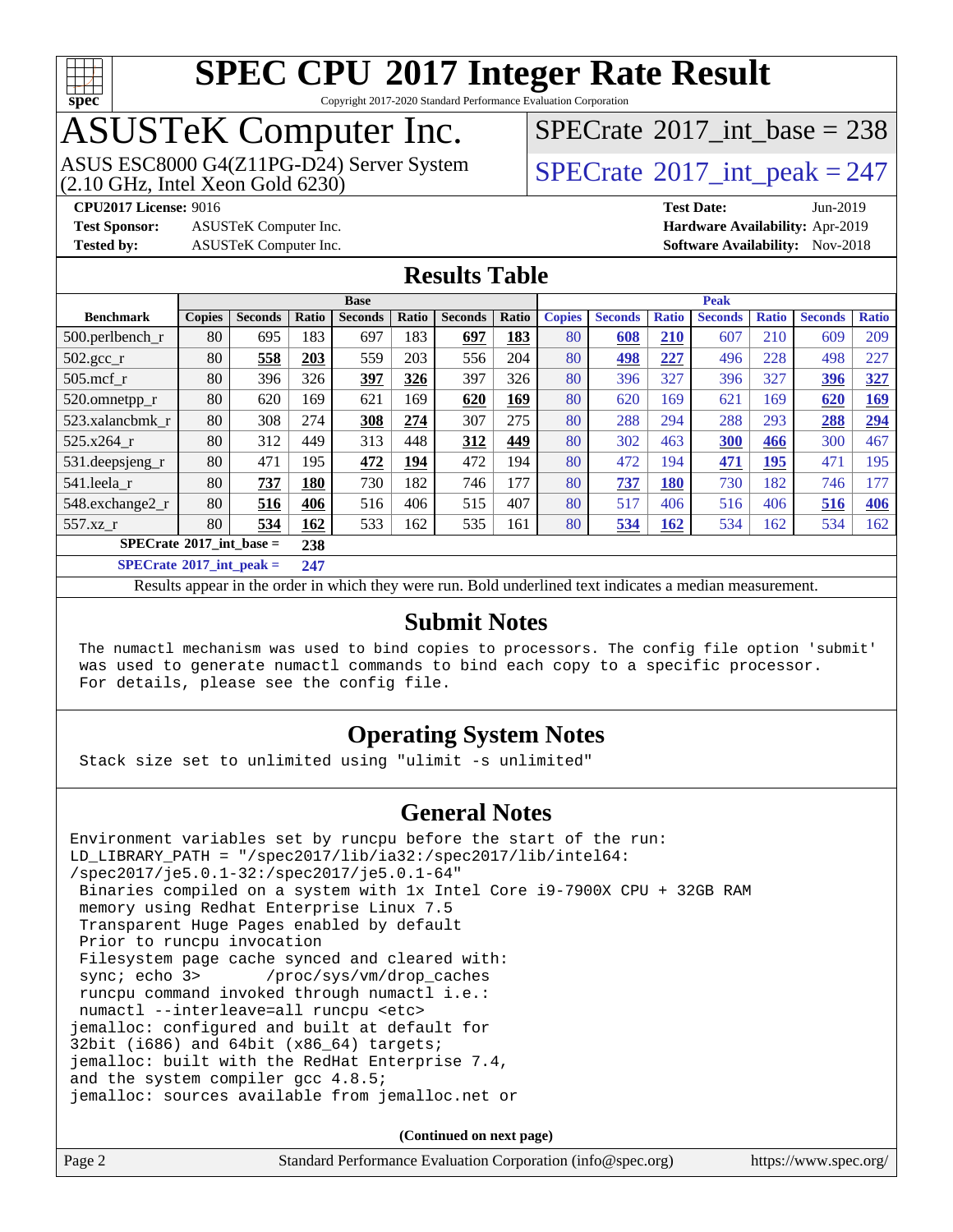# SPEC CPU 2017 Integer Rate Result

Copyright 2017-2020 Standard Performance Evaluation Corporation

## ASUSTeK Computer Inc.

ASUS ESC8000 G4(Z11PG-D24) Server System (2.10 GHz, Intel Xeon Gold 6230)

SPECrate 2017_int_base = 238

SPECrate 2017_int_peak = 247

**CPU2017 License:** 9016
**Test Sponsor:** ASUSTeK Computer Inc.
**Tested by:** ASUSTeK Computer Inc.

**Test Date:** Jun-2019
**Hardware Availability:** Apr-2019
**Software Availability:** Nov-2018

## Results Table

| Benchmark | Base | | | | | | | Peak | | | | | | |
|---|---|---|---|---|---|---|---|---|---|---|---|---|---|---|
| | Copies | Seconds | Ratio | Seconds | Ratio | Seconds | Ratio | Copies | Seconds | Ratio | Seconds | Ratio | Seconds | Ratio |
| 500.perlbench_r | 80 | 695 | 183 | 697 | 183 | **697** | **183** | 80 | **608** | **210** | 607 | 210 | 609 | 209 |
| 502.gcc_r | 80 | **558** | **203** | 559 | 203 | 556 | 204 | 80 | **498** | **227** | 496 | 228 | 498 | 227 |
| 505.mcf_r | 80 | 396 | 326 | **397** | **326** | 397 | 326 | 80 | 396 | 327 | 396 | 327 | **396** | **327** |
| 520.omnetpp_r | 80 | 620 | 169 | 621 | 169 | **620** | **169** | 80 | 620 | 169 | 621 | 169 | **620** | **169** |
| 523.xalancbmk_r | 80 | 308 | 274 | **308** | **274** | 307 | 275 | 80 | 288 | 294 | 288 | 293 | **288** | **294** |
| 525.x264_r | 80 | 312 | 449 | 313 | 448 | **312** | **449** | 80 | 302 | 463 | **300** | **466** | 300 | 467 |
| 531.deepsjeng_r | 80 | 471 | 195 | **472** | **194** | 472 | 194 | 80 | 472 | 194 | **471** | **195** | 471 | 195 |
| 541.leela_r | 80 | **737** | **180** | 730 | 182 | 746 | 177 | 80 | **737** | **180** | 730 | 182 | 746 | 177 |
| 548.exchange2_r | 80 | **516** | **406** | 516 | 406 | 515 | 407 | 80 | 517 | 406 | 516 | 406 | **516** | **406** |
| 557.xz_r | 80 | **534** | **162** | 533 | 162 | 535 | 161 | 80 | **534** | **162** | 534 | 162 | 534 | 162 |

SPECrate 2017_int_base = **238**

SPECrate 2017_int_peak = **247**

Results appear in the order in which they were run. Bold underlined text indicates a median measurement.

## Submit Notes

```
The numactl mechanism was used to bind copies to processors. The config file option 'submit'
was used to generate numactl commands to bind each copy to a specific processor.
For details, please see the config file.
```

## Operating System Notes

```
Stack size set to unlimited using "ulimit -s unlimited"
```

## General Notes

```
Environment variables set by runcpu before the start of the run:
LD_LIBRARY_PATH = "/spec2017/lib/ia32:/spec2017/lib/intel64:
/spec2017/je5.0.1-32:/spec2017/je5.0.1-64"
 Binaries compiled on a system with 1x Intel Core i9-7900X CPU + 32GB RAM
 memory using Redhat Enterprise Linux 7.5
 Transparent Huge Pages enabled by default
 Prior to runcpu invocation
 Filesystem page cache synced and cleared with:
 sync; echo 3>       /proc/sys/vm/drop_caches
 runcpu command invoked through numactl i.e.:
 numactl --interleave=all runcpu <etc>
jemalloc: configured and built at default for
32bit (i686) and 64bit (x86_64) targets;
jemalloc: built with the RedHat Enterprise 7.4,
and the system compiler gcc 4.8.5;
jemalloc: sources available from jemalloc.net or
```

**(Continued on next page)**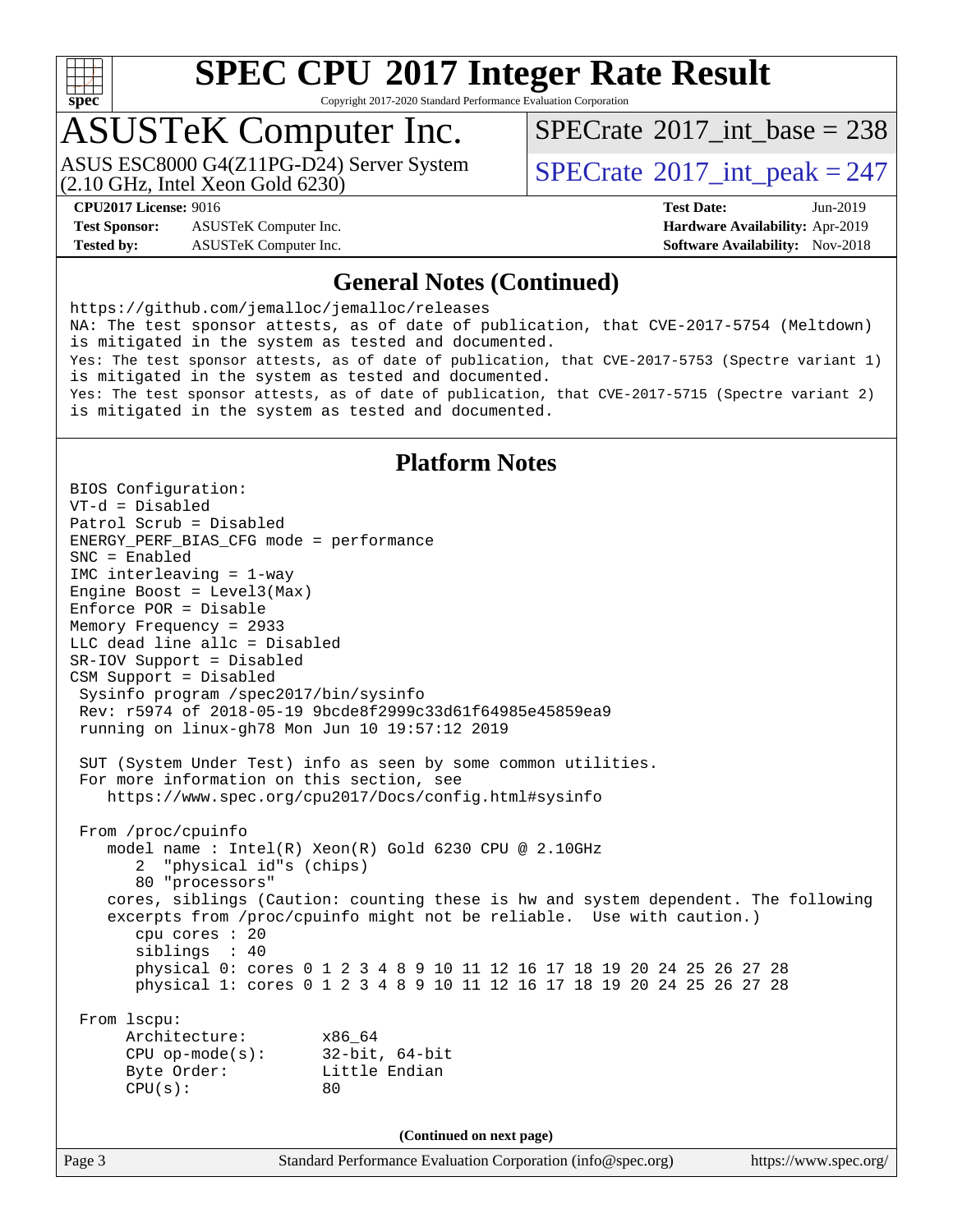# SPEC CPU 2017 Integer Rate Result

Copyright 2017-2020 Standard Performance Evaluation Corporation

## ASUSTeK Computer Inc.

ASUS ESC8000 G4(Z11PG-D24) Server System
(2.10 GHz, Intel Xeon Gold 6230)

SPECrate 2017_int_base = 238

SPECrate 2017_int_peak = 247

**CPU2017 License:** 9016
**Test Sponsor:** ASUSTeK Computer Inc.
**Tested by:** ASUSTeK Computer Inc.

**Test Date:** Jun-2019
**Hardware Availability:** Apr-2019
**Software Availability:** Nov-2018

## General Notes (Continued)

```
https://github.com/jemalloc/jemalloc/releases
NA: The test sponsor attests, as of date of publication, that CVE-2017-5754 (Meltdown)
is mitigated in the system as tested and documented.
Yes: The test sponsor attests, as of date of publication, that CVE-2017-5753 (Spectre variant 1)
is mitigated in the system as tested and documented.
Yes: The test sponsor attests, as of date of publication, that CVE-2017-5715 (Spectre variant 2)
is mitigated in the system as tested and documented.
```

## Platform Notes

```
BIOS Configuration:
VT-d = Disabled
Patrol Scrub = Disabled
ENERGY_PERF_BIAS_CFG mode = performance
SNC = Enabled
IMC interleaving = 1-way
Engine Boost = Level3(Max)
Enforce POR = Disable
Memory Frequency = 2933
LLC dead line allc = Disabled
SR-IOV Support = Disabled
CSM Support = Disabled
 Sysinfo program /spec2017/bin/sysinfo
 Rev: r5974 of 2018-05-19 9bcde8f2999c33d61f64985e45859ea9
 running on linux-gh78 Mon Jun 10 19:57:12 2019

 SUT (System Under Test) info as seen by some common utilities.
 For more information on this section, see
    https://www.spec.org/cpu2017/Docs/config.html#sysinfo

 From /proc/cpuinfo
    model name : Intel(R) Xeon(R) Gold 6230 CPU @ 2.10GHz
       2  "physical id"s (chips)
       80 "processors"
    cores, siblings (Caution: counting these is hw and system dependent. The following
    excerpts from /proc/cpuinfo might not be reliable.  Use with caution.)
       cpu cores : 20
       siblings  : 40
       physical 0: cores 0 1 2 3 4 8 9 10 11 12 16 17 18 19 20 24 25 26 27 28
       physical 1: cores 0 1 2 3 4 8 9 10 11 12 16 17 18 19 20 24 25 26 27 28

 From lscpu:
      Architecture:        x86_64
      CPU op-mode(s):      32-bit, 64-bit
      Byte Order:          Little Endian
      CPU(s):              80
```

(Continued on next page)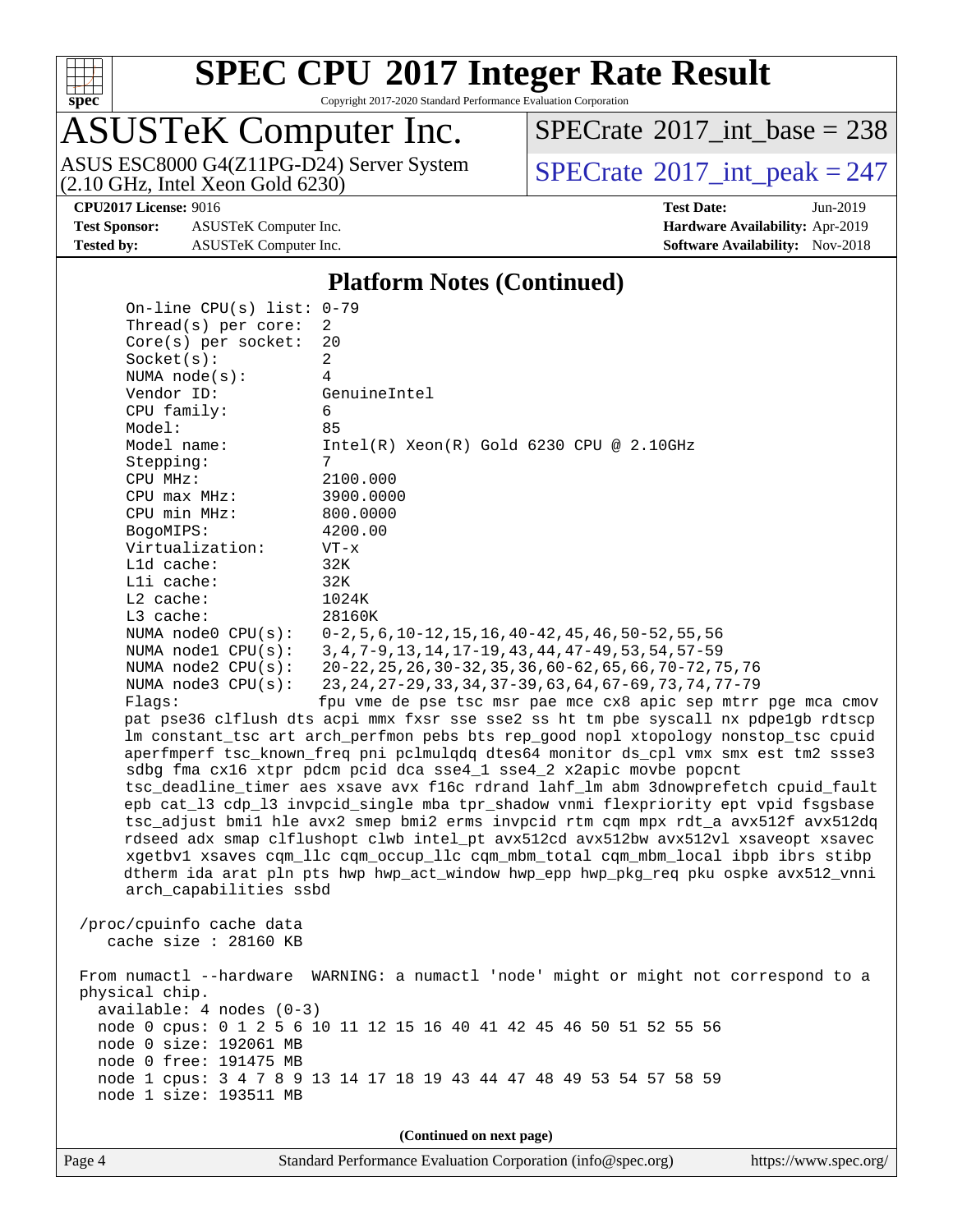## Platform Notes (Continued)

```
    On-line CPU(s) list: 0-79
    Thread(s) per core:  2
    Core(s) per socket:  20
    Socket(s):           2
    NUMA node(s):        4
    Vendor ID:           GenuineIntel
    CPU family:          6
    Model:               85
    Model name:          Intel(R) Xeon(R) Gold 6230 CPU @ 2.10GHz
    Stepping:            7
    CPU MHz:             2100.000
    CPU max MHz:         3900.0000
    CPU min MHz:         800.0000
    BogoMIPS:            4200.00
    Virtualization:      VT-x
    L1d cache:           32K
    L1i cache:           32K
    L2 cache:            1024K
    L3 cache:            28160K
    NUMA node0 CPU(s):   0-2,5,6,10-12,15,16,40-42,45,46,50-52,55,56
    NUMA node1 CPU(s):   3,4,7-9,13,14,17-19,43,44,47-49,53,54,57-59
    NUMA node2 CPU(s):   20-22,25,26,30-32,35,36,60-62,65,66,70-72,75,76
    NUMA node3 CPU(s):   23,24,27-29,33,34,37-39,63,64,67-69,73,74,77-79
    Flags:               fpu vme de pse tsc msr pae mce cx8 apic sep mtrr pge mca cmov
    pat pse36 clflush dts acpi mmx fxsr sse sse2 ss ht tm pbe syscall nx pdpe1gb rdtscp
    lm constant_tsc art arch_perfmon pebs bts rep_good nopl xtopology nonstop_tsc cpuid
    aperfmperf tsc_known_freq pni pclmulqdq dtes64 monitor ds_cpl vmx smx est tm2 ssse3
    sdbg fma cx16 xtpr pdcm pcid dca sse4_1 sse4_2 x2apic movbe popcnt
    tsc_deadline_timer aes xsave avx f16c rdrand lahf_lm abm 3dnowprefetch cpuid_fault
    epb cat_l3 cdp_l3 invpcid_single mba tpr_shadow vnmi flexpriority ept vpid fsgsbase
    tsc_adjust bmi1 hle avx2 smep bmi2 erms invpcid rtm cqm mpx rdt_a avx512f avx512dq
    rdseed adx smap clflushopt clwb intel_pt avx512cd avx512bw avx512vl xsaveopt xsavec
    xgetbv1 xsaves cqm_llc cqm_occup_llc cqm_mbm_total cqm_mbm_local ibpb ibrs stibp
    dtherm ida arat pln pts hwp hwp_act_window hwp_epp hwp_pkg_req pku ospke avx512_vnni
    arch_capabilities ssbd

 /proc/cpuinfo cache data
    cache size : 28160 KB

 From numactl --hardware  WARNING: a numactl 'node' might or might not correspond to a
 physical chip.
   available: 4 nodes (0-3)
   node 0 cpus: 0 1 2 5 6 10 11 12 15 16 40 41 42 45 46 50 51 52 55 56
   node 0 size: 192061 MB
   node 0 free: 191475 MB
   node 1 cpus: 3 4 7 8 9 13 14 17 18 19 43 44 47 48 49 53 54 57 58 59
   node 1 size: 193511 MB
```

**(Continued on next page)**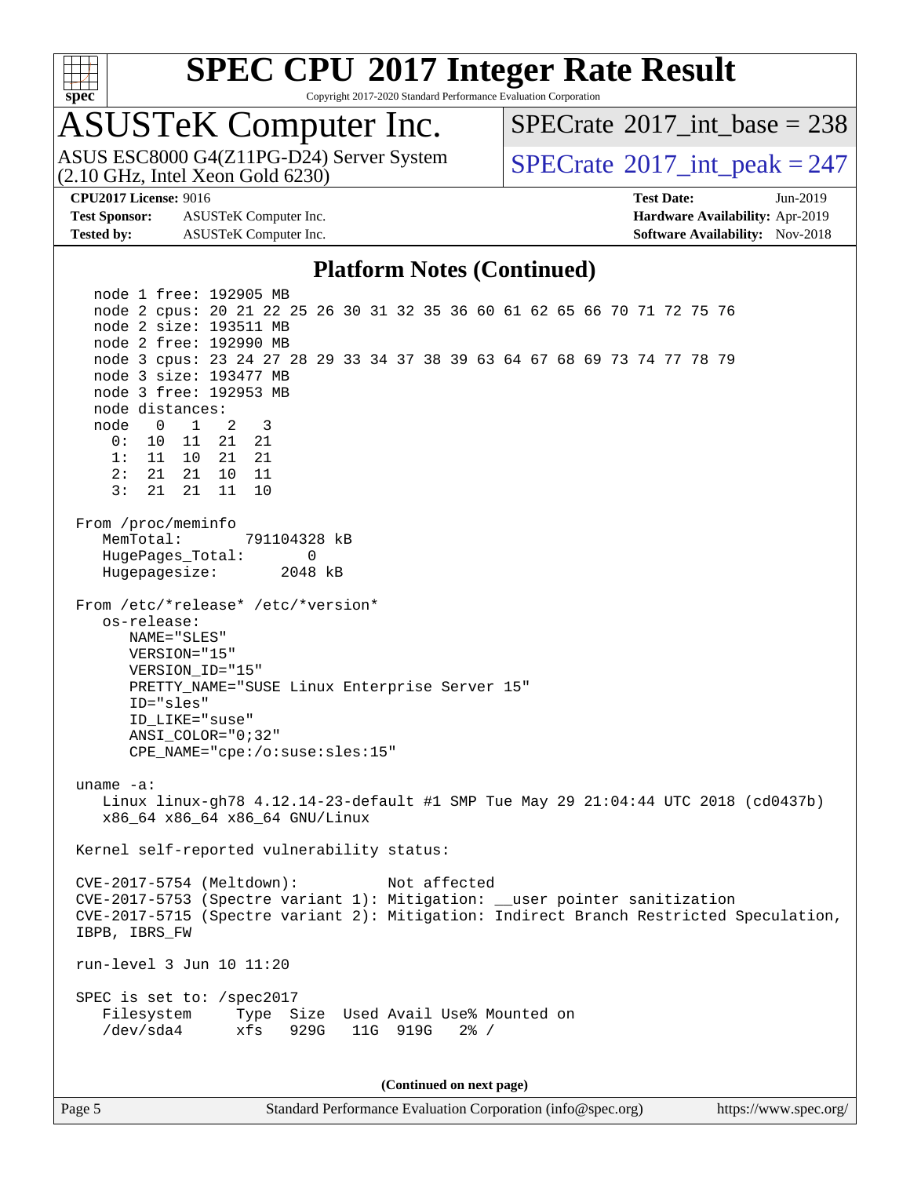# SPEC CPU 2017 Integer Rate Result

Copyright 2017-2020 Standard Performance Evaluation Corporation

## ASUSTeK Computer Inc.

ASUS ESC8000 G4(Z11PG-D24) Server System (2.10 GHz, Intel Xeon Gold 6230)

SPECrate 2017_int_base = 238

SPECrate 2017_int_peak = 247

**CPU2017 License:** 9016
**Test Sponsor:** ASUSTeK Computer Inc.
**Tested by:** ASUSTeK Computer Inc.

**Test Date:** Jun-2019
**Hardware Availability:** Apr-2019
**Software Availability:** Nov-2018

## Platform Notes (Continued)

```
   node 1 free: 192905 MB
   node 2 cpus: 20 21 22 25 26 30 31 32 35 36 60 61 62 65 66 70 71 72 75 76
   node 2 size: 193511 MB
   node 2 free: 192990 MB
   node 3 cpus: 23 24 27 28 29 33 34 37 38 39 63 64 67 68 69 73 74 77 78 79
   node 3 size: 193477 MB
   node 3 free: 192953 MB
   node distances:
   node   0   1   2   3
     0:  10  11  21  21
     1:  11  10  21  21
     2:  21  21  10  11
     3:  21  21  11  10

 From /proc/meminfo
    MemTotal:       791104328 kB
    HugePages_Total:       0
    Hugepagesize:       2048 kB

 From /etc/*release* /etc/*version*
    os-release:
       NAME="SLES"
       VERSION="15"
       VERSION_ID="15"
       PRETTY_NAME="SUSE Linux Enterprise Server 15"
       ID="sles"
       ID_LIKE="suse"
       ANSI_COLOR="0;32"
       CPE_NAME="cpe:/o:suse:sles:15"

 uname -a:
    Linux linux-gh78 4.12.14-23-default #1 SMP Tue May 29 21:04:44 UTC 2018 (cd0437b)
    x86_64 x86_64 x86_64 GNU/Linux

 Kernel self-reported vulnerability status:

 CVE-2017-5754 (Meltdown):          Not affected
 CVE-2017-5753 (Spectre variant 1): Mitigation: __user pointer sanitization
 CVE-2017-5715 (Spectre variant 2): Mitigation: Indirect Branch Restricted Speculation,
 IBPB, IBRS_FW

 run-level 3 Jun 10 11:20

 SPEC is set to: /spec2017
    Filesystem     Type  Size  Used Avail Use% Mounted on
    /dev/sda4      xfs   929G   11G  919G   2% /
```

(Continued on next page)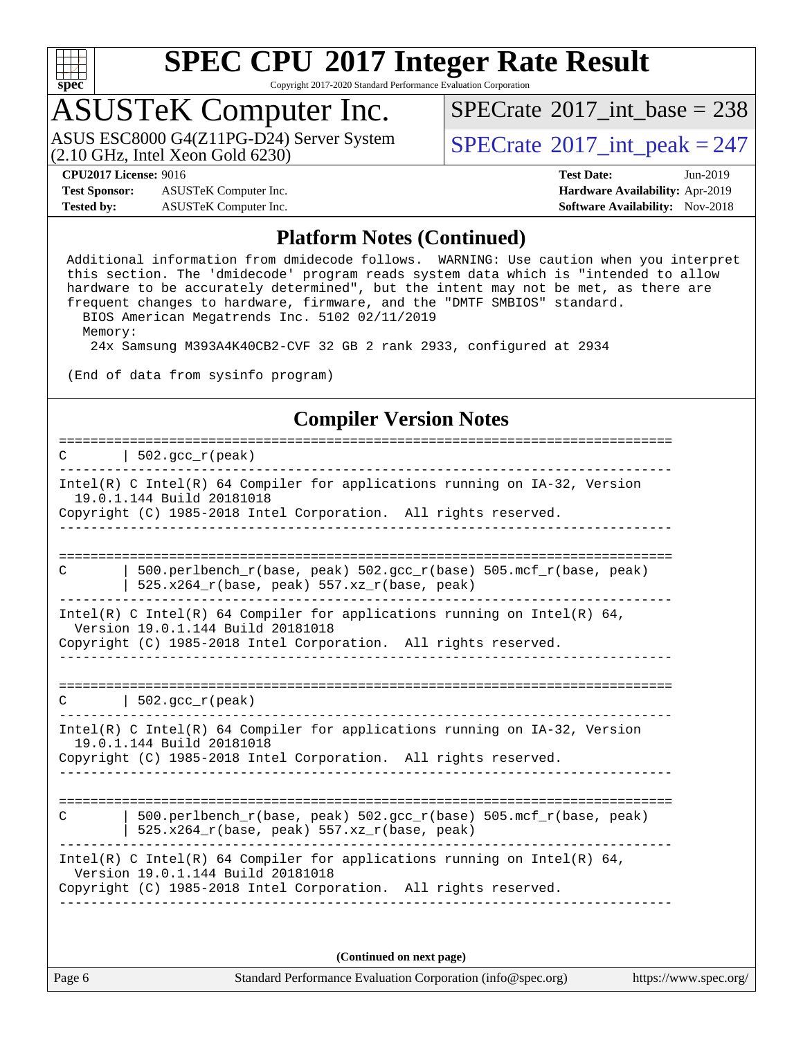## Platform Notes (Continued)

```
Additional information from dmidecode follows.  WARNING: Use caution when you interpret
this section. The 'dmidecode' program reads system data which is "intended to allow
hardware to be accurately determined", but the intent may not be met, as there are
frequent changes to hardware, firmware, and the "DMTF SMBIOS" standard.
  BIOS American Megatrends Inc. 5102 02/11/2019
  Memory:
   24x Samsung M393A4K40CB2-CVF 32 GB 2 rank 2933, configured at 2934

(End of data from sysinfo program)
```

## Compiler Version Notes

```
==============================================================================
C       | 502.gcc_r(peak)
------------------------------------------------------------------------------
Intel(R) C Intel(R) 64 Compiler for applications running on IA-32, Version
  19.0.1.144 Build 20181018
Copyright (C) 1985-2018 Intel Corporation.  All rights reserved.
------------------------------------------------------------------------------

==============================================================================
C       | 500.perlbench_r(base, peak) 502.gcc_r(base) 505.mcf_r(base, peak)
        | 525.x264_r(base, peak) 557.xz_r(base, peak)
------------------------------------------------------------------------------
Intel(R) C Intel(R) 64 Compiler for applications running on Intel(R) 64,
  Version 19.0.1.144 Build 20181018
Copyright (C) 1985-2018 Intel Corporation.  All rights reserved.
------------------------------------------------------------------------------

==============================================================================
C       | 502.gcc_r(peak)
------------------------------------------------------------------------------
Intel(R) C Intel(R) 64 Compiler for applications running on IA-32, Version
  19.0.1.144 Build 20181018
Copyright (C) 1985-2018 Intel Corporation.  All rights reserved.
------------------------------------------------------------------------------

==============================================================================
C       | 500.perlbench_r(base, peak) 502.gcc_r(base) 505.mcf_r(base, peak)
        | 525.x264_r(base, peak) 557.xz_r(base, peak)
------------------------------------------------------------------------------
Intel(R) C Intel(R) 64 Compiler for applications running on Intel(R) 64,
  Version 19.0.1.144 Build 20181018
Copyright (C) 1985-2018 Intel Corporation.  All rights reserved.
------------------------------------------------------------------------------
```

**(Continued on next page)**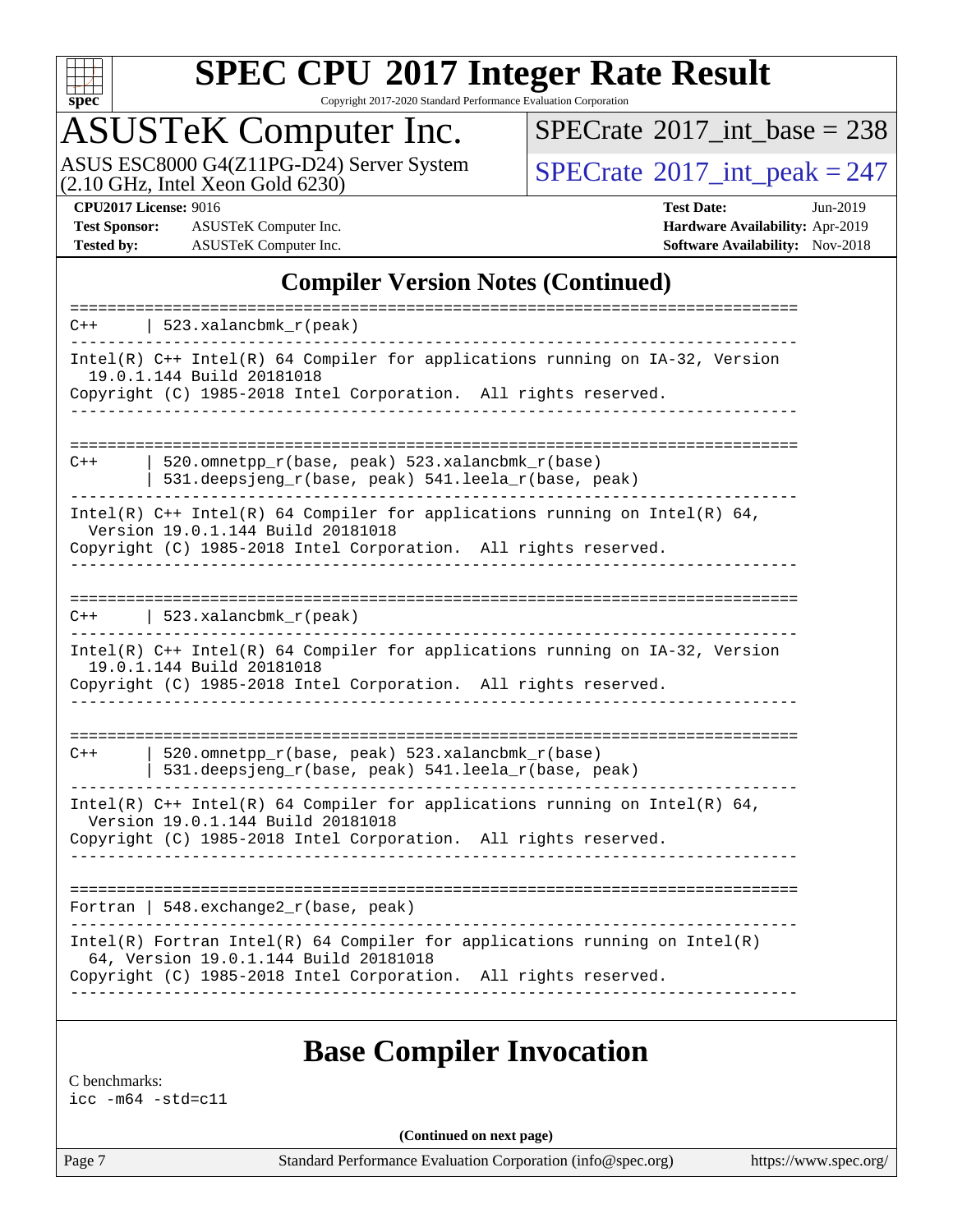## Compiler Version Notes (Continued)

```
==============================================================================
C++     | 523.xalancbmk_r(peak)
------------------------------------------------------------------------------
Intel(R) C++ Intel(R) 64 Compiler for applications running on IA-32, Version
  19.0.1.144 Build 20181018
Copyright (C) 1985-2018 Intel Corporation.  All rights reserved.
------------------------------------------------------------------------------

==============================================================================
C++     | 520.omnetpp_r(base, peak) 523.xalancbmk_r(base)
        | 531.deepsjeng_r(base, peak) 541.leela_r(base, peak)
------------------------------------------------------------------------------
Intel(R) C++ Intel(R) 64 Compiler for applications running on Intel(R) 64,
  Version 19.0.1.144 Build 20181018
Copyright (C) 1985-2018 Intel Corporation.  All rights reserved.
------------------------------------------------------------------------------

==============================================================================
C++     | 523.xalancbmk_r(peak)
------------------------------------------------------------------------------
Intel(R) C++ Intel(R) 64 Compiler for applications running on IA-32, Version
  19.0.1.144 Build 20181018
Copyright (C) 1985-2018 Intel Corporation.  All rights reserved.
------------------------------------------------------------------------------

==============================================================================
C++     | 520.omnetpp_r(base, peak) 523.xalancbmk_r(base)
        | 531.deepsjeng_r(base, peak) 541.leela_r(base, peak)
------------------------------------------------------------------------------
Intel(R) C++ Intel(R) 64 Compiler for applications running on Intel(R) 64,
  Version 19.0.1.144 Build 20181018
Copyright (C) 1985-2018 Intel Corporation.  All rights reserved.
------------------------------------------------------------------------------

==============================================================================
Fortran | 548.exchange2_r(base, peak)
------------------------------------------------------------------------------
Intel(R) Fortran Intel(R) 64 Compiler for applications running on Intel(R)
  64, Version 19.0.1.144 Build 20181018
Copyright (C) 1985-2018 Intel Corporation.  All rights reserved.
------------------------------------------------------------------------------
```

## Base Compiler Invocation

C benchmarks:

```
icc -m64 -std=c11
```

(Continued on next page)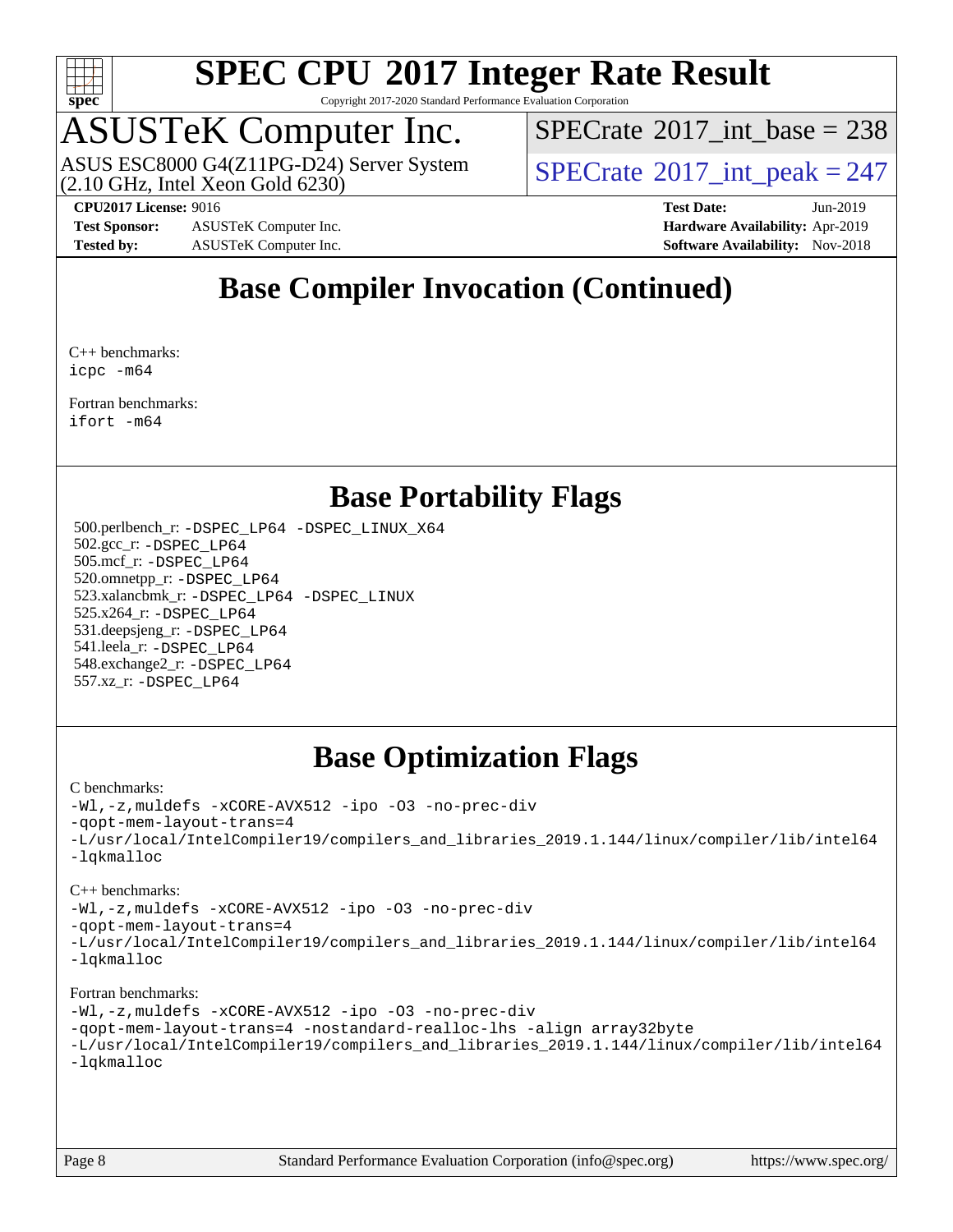## Base Compiler Invocation (Continued)

C++ benchmarks:
```
icpc -m64
```

Fortran benchmarks:
```
ifort -m64
```

## Base Portability Flags

500.perlbench_r: `-DSPEC_LP64 -DSPEC_LINUX_X64`
502.gcc_r: `-DSPEC_LP64`
505.mcf_r: `-DSPEC_LP64`
520.omnetpp_r: `-DSPEC_LP64`
523.xalancbmk_r: `-DSPEC_LP64 -DSPEC_LINUX`
525.x264_r: `-DSPEC_LP64`
531.deepsjeng_r: `-DSPEC_LP64`
541.leela_r: `-DSPEC_LP64`
548.exchange2_r: `-DSPEC_LP64`
557.xz_r: `-DSPEC_LP64`

## Base Optimization Flags

C benchmarks:
```
-Wl,-z,muldefs -xCORE-AVX512 -ipo -O3 -no-prec-div
-qopt-mem-layout-trans=4
-L/usr/local/IntelCompiler19/compilers_and_libraries_2019.1.144/linux/compiler/lib/intel64
-lqkmalloc
```

C++ benchmarks:
```
-Wl,-z,muldefs -xCORE-AVX512 -ipo -O3 -no-prec-div
-qopt-mem-layout-trans=4
-L/usr/local/IntelCompiler19/compilers_and_libraries_2019.1.144/linux/compiler/lib/intel64
-lqkmalloc
```

Fortran benchmarks:
```
-Wl,-z,muldefs -xCORE-AVX512 -ipo -O3 -no-prec-div
-qopt-mem-layout-trans=4 -nostandard-realloc-lhs -align array32byte
-L/usr/local/IntelCompiler19/compilers_and_libraries_2019.1.144/linux/compiler/lib/intel64
-lqkmalloc
```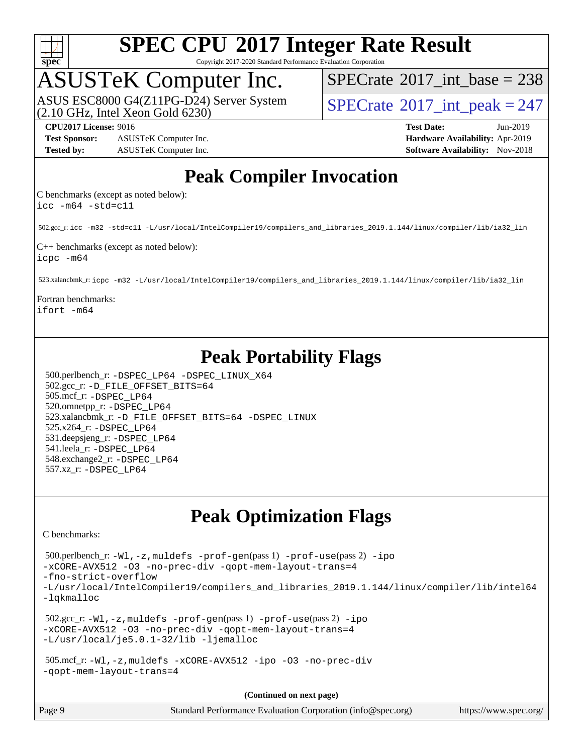# Peak Compiler Invocation

C benchmarks (except as noted below):
icc -m64 -std=c11

502.gcc_r: icc -m32 -std=c11 -L/usr/local/IntelCompiler19/compilers_and_libraries_2019.1.144/linux/compiler/lib/ia32_lin

C++ benchmarks (except as noted below):
icpc -m64

523.xalancbmk_r: icpc -m32 -L/usr/local/IntelCompiler19/compilers_and_libraries_2019.1.144/linux/compiler/lib/ia32_lin

Fortran benchmarks:
ifort -m64

# Peak Portability Flags

500.perlbench_r: -DSPEC_LP64 -DSPEC_LINUX_X64
502.gcc_r: -D_FILE_OFFSET_BITS=64
505.mcf_r: -DSPEC_LP64
520.omnetpp_r: -DSPEC_LP64
523.xalancbmk_r: -D_FILE_OFFSET_BITS=64 -DSPEC_LINUX
525.x264_r: -DSPEC_LP64
531.deepsjeng_r: -DSPEC_LP64
541.leela_r: -DSPEC_LP64
548.exchange2_r: -DSPEC_LP64
557.xz_r: -DSPEC_LP64

# Peak Optimization Flags

C benchmarks:

500.perlbench_r: -Wl,-z,muldefs -prof-gen(pass 1) -prof-use(pass 2) -ipo -xCORE-AVX512 -O3 -no-prec-div -qopt-mem-layout-trans=4 -fno-strict-overflow -L/usr/local/IntelCompiler19/compilers_and_libraries_2019.1.144/linux/compiler/lib/intel64 -lqkmalloc

502.gcc_r: -Wl,-z,muldefs -prof-gen(pass 1) -prof-use(pass 2) -ipo -xCORE-AVX512 -O3 -no-prec-div -qopt-mem-layout-trans=4 -L/usr/local/je5.0.1-32/lib -ljemalloc

505.mcf_r: -Wl,-z,muldefs -xCORE-AVX512 -ipo -O3 -no-prec-div -qopt-mem-layout-trans=4

(Continued on next page)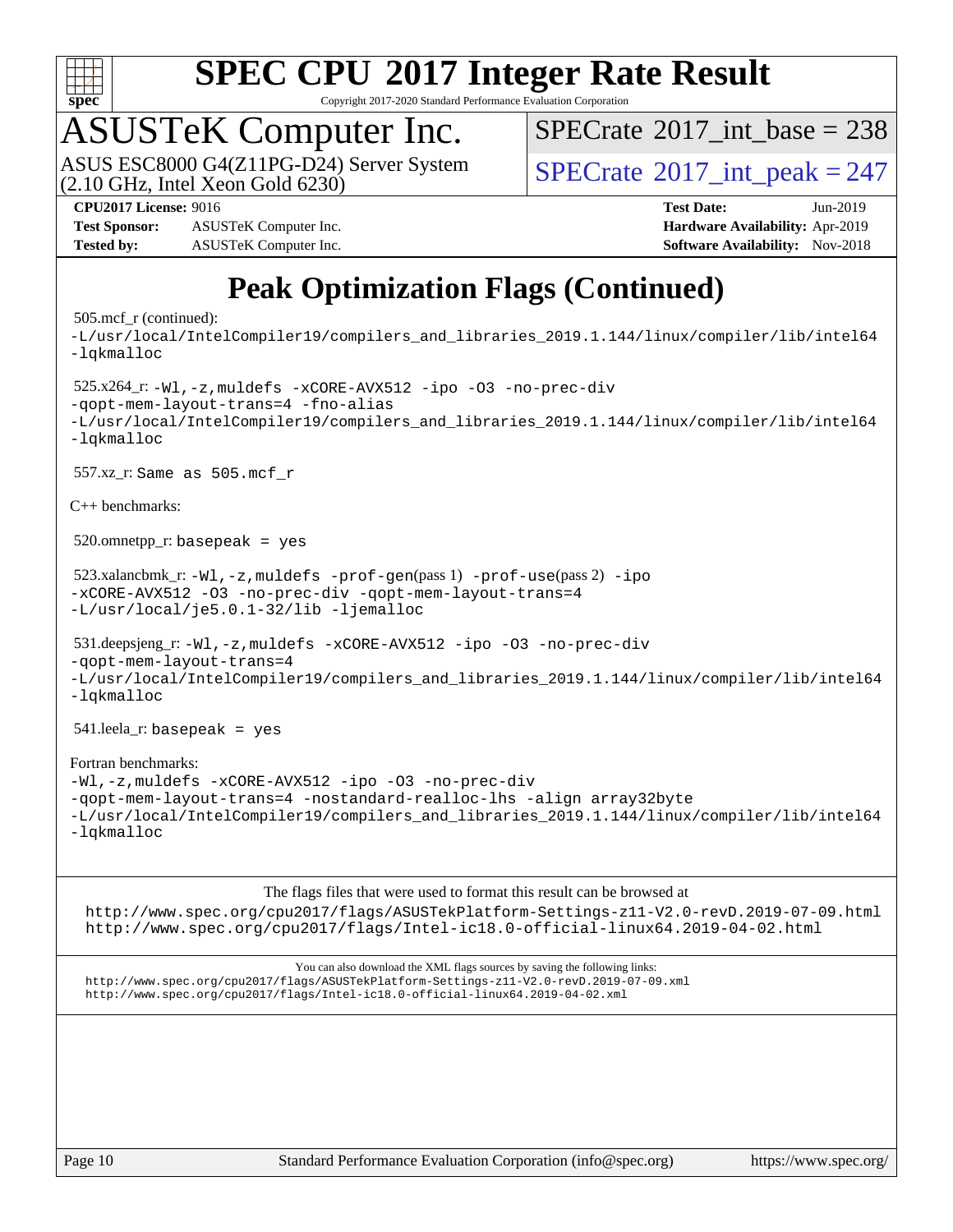# SPEC CPU 2017 Integer Rate Result

Copyright 2017-2020 Standard Performance Evaluation Corporation

## ASUSTeK Computer Inc.

ASUS ESC8000 G4(Z11PG-D24) Server System
(2.10 GHz, Intel Xeon Gold 6230)

SPECrate 2017_int_base = 238

SPECrate 2017_int_peak = 247

**CPU2017 License:** 9016
**Test Sponsor:** ASUSTeK Computer Inc.
**Tested by:** ASUSTeK Computer Inc.

**Test Date:** Jun-2019
**Hardware Availability:** Apr-2019
**Software Availability:** Nov-2018

# Peak Optimization Flags (Continued)

505.mcf_r (continued):
```
-L/usr/local/IntelCompiler19/compilers_and_libraries_2019.1.144/linux/compiler/lib/intel64
-lqkmalloc
```

525.x264_r:
```
-Wl,-z,muldefs -xCORE-AVX512 -ipo -O3 -no-prec-div
-qopt-mem-layout-trans=4 -fno-alias
-L/usr/local/IntelCompiler19/compilers_and_libraries_2019.1.144/linux/compiler/lib/intel64
-lqkmalloc
```

557.xz_r: `Same as 505.mcf_r`

C++ benchmarks:

520.omnetpp_r: `basepeak = yes`

523.xalancbmk_r:
```
-Wl,-z,muldefs -prof-gen(pass 1) -prof-use(pass 2) -ipo
-xCORE-AVX512 -O3 -no-prec-div -qopt-mem-layout-trans=4
-L/usr/local/je5.0.1-32/lib -ljemalloc
```

531.deepsjeng_r:
```
-Wl,-z,muldefs -xCORE-AVX512 -ipo -O3 -no-prec-div
-qopt-mem-layout-trans=4
-L/usr/local/IntelCompiler19/compilers_and_libraries_2019.1.144/linux/compiler/lib/intel64
-lqkmalloc
```

541.leela_r: `basepeak = yes`

Fortran benchmarks:
```
-Wl,-z,muldefs -xCORE-AVX512 -ipo -O3 -no-prec-div
-qopt-mem-layout-trans=4 -nostandard-realloc-lhs -align array32byte
-L/usr/local/IntelCompiler19/compilers_and_libraries_2019.1.144/linux/compiler/lib/intel64
-lqkmalloc
```

The flags files that were used to format this result can be browsed at

http://www.spec.org/cpu2017/flags/ASUSTekPlatform-Settings-z11-V2.0-revD.2019-07-09.html
http://www.spec.org/cpu2017/flags/Intel-ic18.0-official-linux64.2019-04-02.html

You can also download the XML flags sources by saving the following links:

http://www.spec.org/cpu2017/flags/ASUSTekPlatform-Settings-z11-V2.0-revD.2019-07-09.xml
http://www.spec.org/cpu2017/flags/Intel-ic18.0-official-linux64.2019-04-02.xml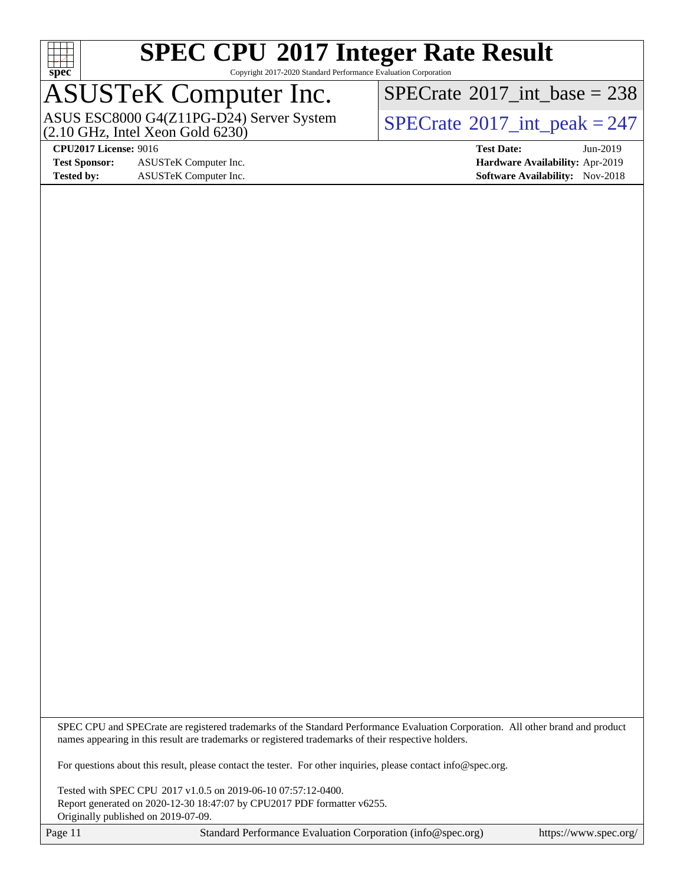SPEC CPU and SPECrate are registered trademarks of the Standard Performance Evaluation Corporation. All other brand and product names appearing in this result are trademarks or registered trademarks of their respective holders.

For questions about this result, please contact the tester. For other inquiries, please contact info@spec.org.

Tested with SPEC CPU 2017 v1.0.5 on 2019-06-10 07:57:12-0400.
Report generated on 2020-12-30 18:47:07 by CPU2017 PDF formatter v6255.
Originally published on 2019-07-09.